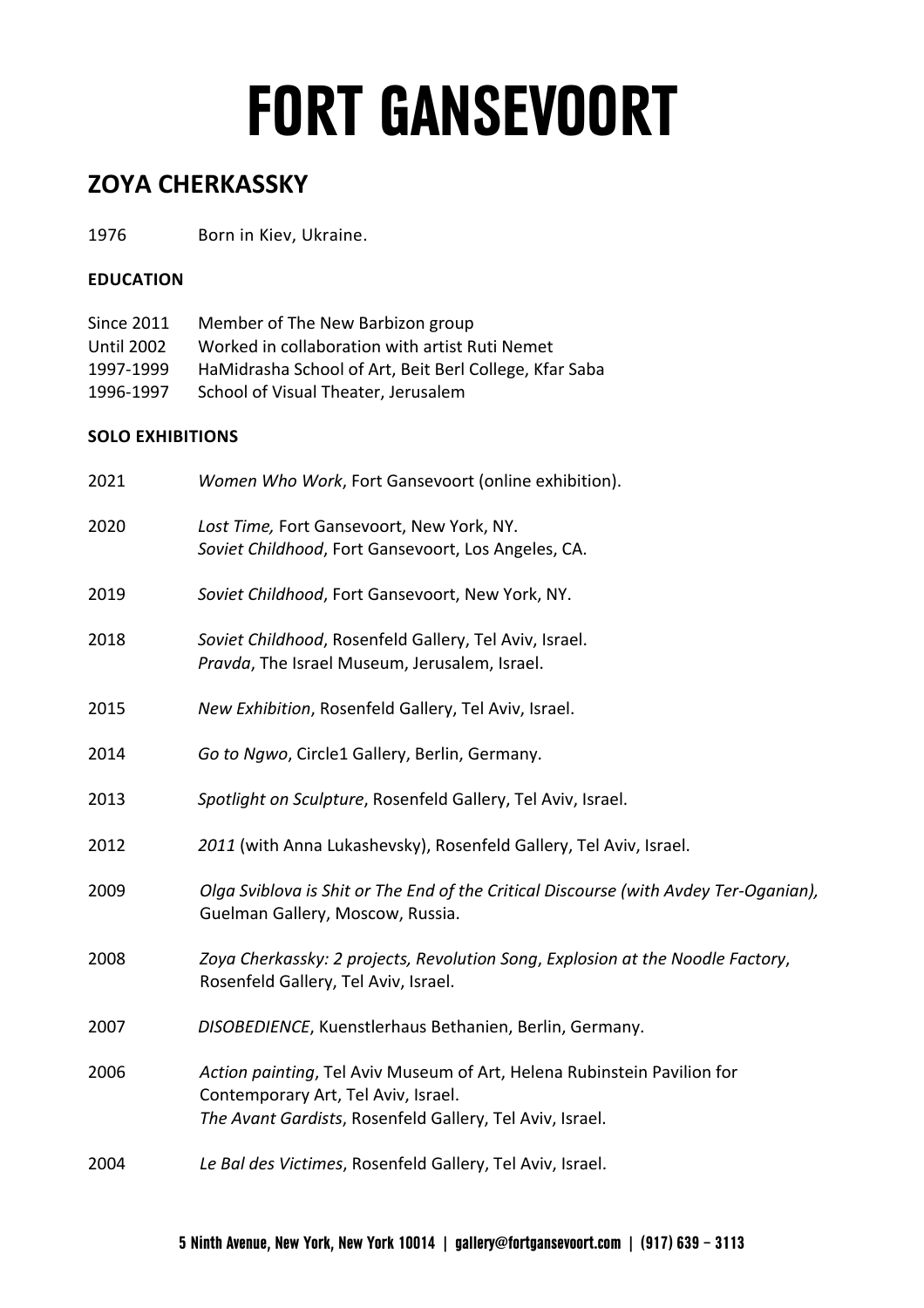# FORT GANSEVOORT

## ZOYA CHERKASSKY

1976 Born in Kiev, Ukraine.

### EDUCATION

Since 2011 Member of The New Barbizon group
Until 2002 Worked in collaboration with artist Ruti Nemet
1997-1999 HaMidrasha School of Art, Beit Berl College, Kfar Saba
1996-1997 School of Visual Theater, Jerusalem

### SOLO EXHIBITIONS

2021 *Women Who Work*, Fort Gansevoort (online exhibition).

2020 *Lost Time,* Fort Gansevoort, New York, NY.
*Soviet Childhood*, Fort Gansevoort, Los Angeles, CA.

2019 *Soviet Childhood*, Fort Gansevoort, New York, NY.

2018 *Soviet Childhood*, Rosenfeld Gallery, Tel Aviv, Israel.
*Pravda*, The Israel Museum, Jerusalem, Israel.

2015 *New Exhibition*, Rosenfeld Gallery, Tel Aviv, Israel.

2014 *Go to Ngwo*, Circle1 Gallery, Berlin, Germany.

2013 *Spotlight on Sculpture*, Rosenfeld Gallery, Tel Aviv, Israel.

2012 *2011* (with Anna Lukashevsky), Rosenfeld Gallery, Tel Aviv, Israel.

2009 *Olga Sviblova is Shit or The End of the Critical Discourse (with Avdey Ter-Oganian),* Guelman Gallery, Moscow, Russia.

2008 *Zoya Cherkassky: 2 projects, Revolution Song*, *Explosion at the Noodle Factory*, Rosenfeld Gallery, Tel Aviv, Israel.

2007 *DISOBEDIENCE*, Kuenstlerhaus Bethanien, Berlin, Germany.

2006 *Action painting*, Tel Aviv Museum of Art, Helena Rubinstein Pavilion for Contemporary Art, Tel Aviv, Israel.
*The Avant Gardists*, Rosenfeld Gallery, Tel Aviv, Israel.

2004 *Le Bal des Victimes*, Rosenfeld Gallery, Tel Aviv, Israel.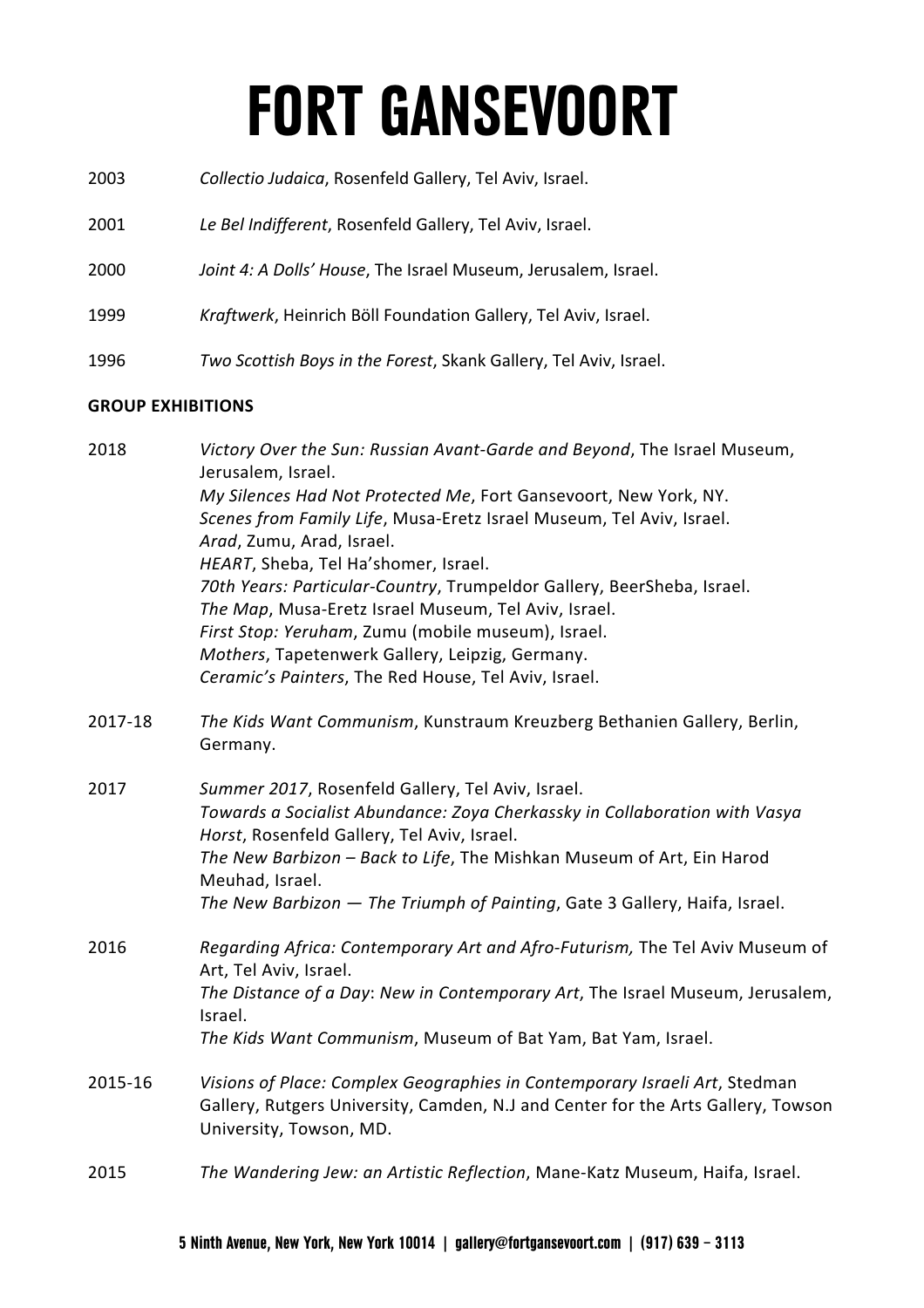2003 *Collectio Judaica*, Rosenfeld Gallery, Tel Aviv, Israel.

2001 *Le Bel Indifferent*, Rosenfeld Gallery, Tel Aviv, Israel.

2000 *Joint 4: A Dolls' House*, The Israel Museum, Jerusalem, Israel.

1999 *Kraftwerk*, Heinrich Böll Foundation Gallery, Tel Aviv, Israel.

1996 *Two Scottish Boys in the Forest*, Skank Gallery, Tel Aviv, Israel.

**GROUP EXHIBITIONS**

2018 *Victory Over the Sun: Russian Avant-Garde and Beyond*, The Israel Museum, Jerusalem, Israel.
*My Silences Had Not Protected Me*, Fort Gansevoort, New York, NY.
*Scenes from Family Life*, Musa-Eretz Israel Museum, Tel Aviv, Israel.
*Arad*, Zumu, Arad, Israel.
*HEART*, Sheba, Tel Ha'shomer, Israel.
*70th Years: Particular-Country*, Trumpeldor Gallery, BeerSheba, Israel.
*The Map*, Musa-Eretz Israel Museum, Tel Aviv, Israel.
*First Stop: Yeruham*, Zumu (mobile museum), Israel.
*Mothers*, Tapetenwerk Gallery, Leipzig, Germany.
*Ceramic's Painters*, The Red House, Tel Aviv, Israel.

2017-18 *The Kids Want Communism*, Kunstraum Kreuzberg Bethanien Gallery, Berlin, Germany.

2017 *Summer 2017*, Rosenfeld Gallery, Tel Aviv, Israel.
*Towards a Socialist Abundance: Zoya Cherkassky in Collaboration with Vasya Horst*, Rosenfeld Gallery, Tel Aviv, Israel.
*The New Barbizon – Back to Life*, The Mishkan Museum of Art, Ein Harod Meuhad, Israel.
*The New Barbizon — The Triumph of Painting*, Gate 3 Gallery, Haifa, Israel.

2016 *Regarding Africa: Contemporary Art and Afro-Futurism,* The Tel Aviv Museum of Art, Tel Aviv, Israel.
*The Distance of a Day*: *New in Contemporary Art*, The Israel Museum, Jerusalem, Israel.
*The Kids Want Communism*, Museum of Bat Yam, Bat Yam, Israel.

2015-16 *Visions of Place: Complex Geographies in Contemporary Israeli Art*, Stedman Gallery, Rutgers University, Camden, N.J and Center for the Arts Gallery, Towson University, Towson, MD.

2015 *The Wandering Jew: an Artistic Reflection*, Mane-Katz Museum, Haifa, Israel.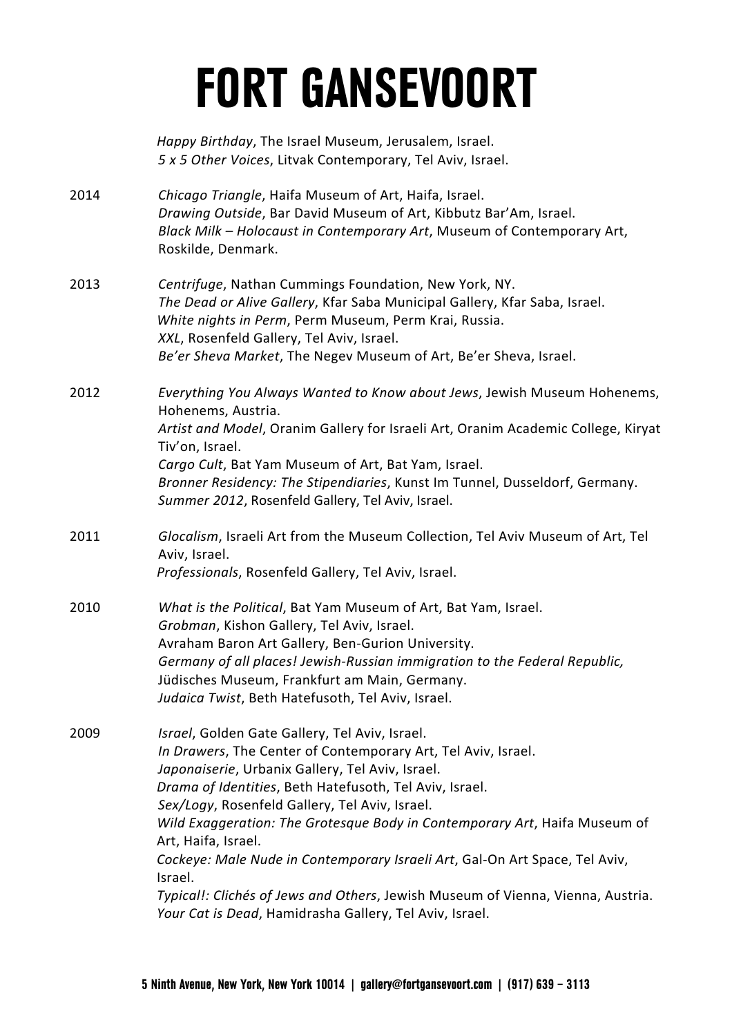*Happy Birthday*, The Israel Museum, Jerusalem, Israel.
*5 x 5 Other Voices*, Litvak Contemporary, Tel Aviv, Israel.

2014
*Chicago Triangle*, Haifa Museum of Art, Haifa, Israel.
*Drawing Outside*, Bar David Museum of Art, Kibbutz Bar'Am, Israel.
*Black Milk – Holocaust in Contemporary Art*, Museum of Contemporary Art, Roskilde, Denmark.

2013
*Centrifuge*, Nathan Cummings Foundation, New York, NY.
*The Dead or Alive Gallery*, Kfar Saba Municipal Gallery, Kfar Saba, Israel.
*White nights in Perm*, Perm Museum, Perm Krai, Russia.
*XXL*, Rosenfeld Gallery, Tel Aviv, Israel.
*Be'er Sheva Market*, The Negev Museum of Art, Be'er Sheva, Israel.

2012
*Everything You Always Wanted to Know about Jews*, Jewish Museum Hohenems, Hohenems, Austria.
*Artist and Model*, Oranim Gallery for Israeli Art, Oranim Academic College, Kiryat Tiv'on, Israel.
*Cargo Cult*, Bat Yam Museum of Art, Bat Yam, Israel.
*Bronner Residency: The Stipendiaries*, Kunst Im Tunnel, Dusseldorf, Germany.
*Summer 2012*, Rosenfeld Gallery, Tel Aviv, Israel.

2011
*Glocalism*, Israeli Art from the Museum Collection, Tel Aviv Museum of Art, Tel Aviv, Israel.
*Professionals*, Rosenfeld Gallery, Tel Aviv, Israel.

2010
*What is the Political*, Bat Yam Museum of Art, Bat Yam, Israel.
*Grobman*, Kishon Gallery, Tel Aviv, Israel.
Avraham Baron Art Gallery, Ben-Gurion University.
*Germany of all places! Jewish-Russian immigration to the Federal Republic,* Jüdisches Museum, Frankfurt am Main, Germany.
*Judaica Twist*, Beth Hatefusoth, Tel Aviv, Israel.

2009
*Israel*, Golden Gate Gallery, Tel Aviv, Israel.
*In Drawers*, The Center of Contemporary Art, Tel Aviv, Israel.
*Japonaiserie*, Urbanix Gallery, Tel Aviv, Israel.
*Drama of Identities*, Beth Hatefusoth, Tel Aviv, Israel.
*Sex/Logy*, Rosenfeld Gallery, Tel Aviv, Israel.
*Wild Exaggeration: The Grotesque Body in Contemporary Art*, Haifa Museum of Art, Haifa, Israel.
*Cockeye: Male Nude in Contemporary Israeli Art*, Gal-On Art Space, Tel Aviv, Israel.
*Typical!: Clichés of Jews and Others*, Jewish Museum of Vienna, Vienna, Austria.
*Your Cat is Dead*, Hamidrasha Gallery, Tel Aviv, Israel.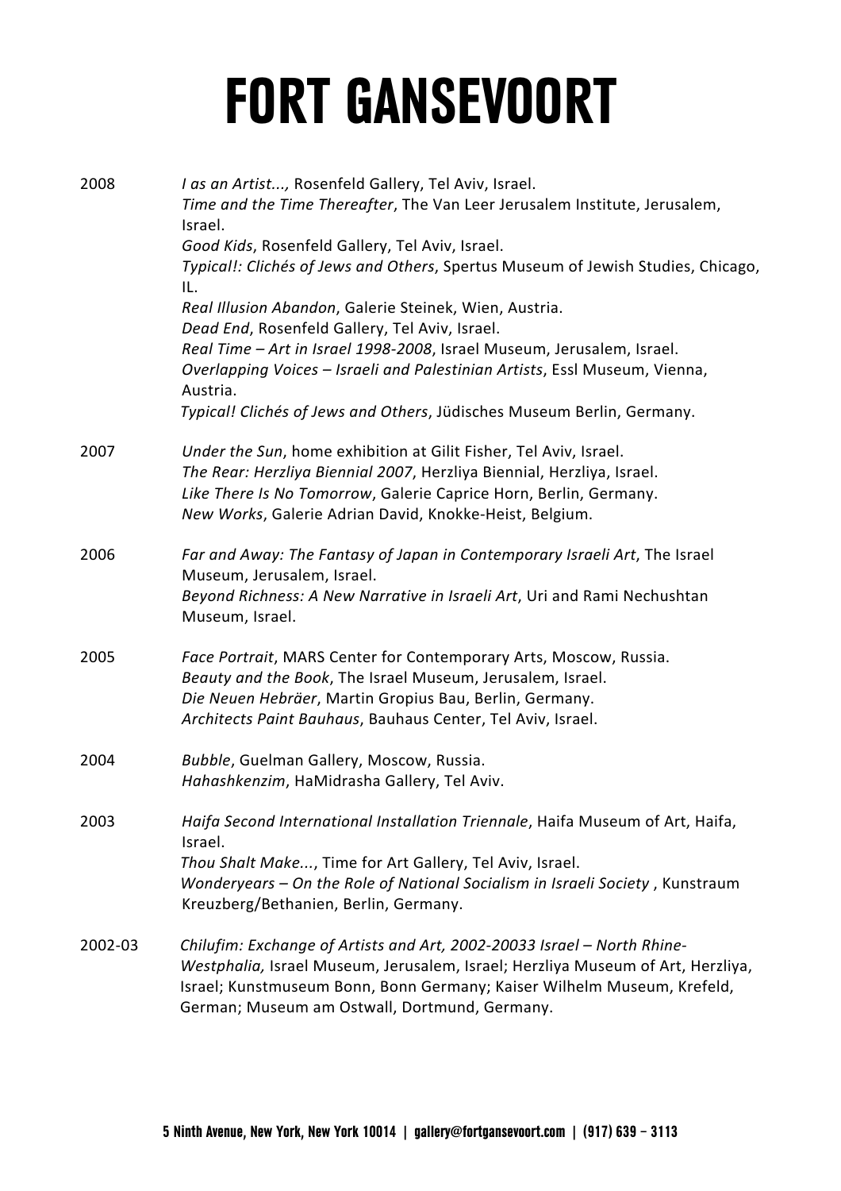2008 *I as an Artist...,* Rosenfeld Gallery, Tel Aviv, Israel.
*Time and the Time Thereafter*, The Van Leer Jerusalem Institute, Jerusalem, Israel.
*Good Kids*, Rosenfeld Gallery, Tel Aviv, Israel.
*Typical!: Clichés of Jews and Others*, Spertus Museum of Jewish Studies, Chicago, IL.
*Real Illusion Abandon*, Galerie Steinek, Wien, Austria.
*Dead End*, Rosenfeld Gallery, Tel Aviv, Israel.
*Real Time – Art in Israel 1998-2008*, Israel Museum, Jerusalem, Israel.
*Overlapping Voices – Israeli and Palestinian Artists*, Essl Museum, Vienna, Austria.
*Typical! Clichés of Jews and Others*, Jüdisches Museum Berlin, Germany.

2007 *Under the Sun*, home exhibition at Gilit Fisher, Tel Aviv, Israel.
*The Rear: Herzliya Biennial 2007*, Herzliya Biennial, Herzliya, Israel.
*Like There Is No Tomorrow*, Galerie Caprice Horn, Berlin, Germany.
*New Works*, Galerie Adrian David, Knokke-Heist, Belgium.

2006 *Far and Away: The Fantasy of Japan in Contemporary Israeli Art*, The Israel Museum, Jerusalem, Israel.
*Beyond Richness: A New Narrative in Israeli Art*, Uri and Rami Nechushtan Museum, Israel.

2005 *Face Portrait*, MARS Center for Contemporary Arts, Moscow, Russia.
*Beauty and the Book*, The Israel Museum, Jerusalem, Israel.
*Die Neuen Hebräer*, Martin Gropius Bau, Berlin, Germany.
*Architects Paint Bauhaus*, Bauhaus Center, Tel Aviv, Israel.

2004 *Bubble*, Guelman Gallery, Moscow, Russia.
*Hahashkenzim*, HaMidrasha Gallery, Tel Aviv.

2003 *Haifa Second International Installation Triennale*, Haifa Museum of Art, Haifa, Israel.
*Thou Shalt Make...*, Time for Art Gallery, Tel Aviv, Israel.
*Wonderyears – On the Role of National Socialism in Israeli Society* , Kunstraum Kreuzberg/Bethanien, Berlin, Germany.

2002-03 *Chilufim: Exchange of Artists and Art, 2002-20033 Israel – North Rhine-Westphalia,* Israel Museum, Jerusalem, Israel; Herzliya Museum of Art, Herzliya, Israel; Kunstmuseum Bonn, Bonn Germany; Kaiser Wilhelm Museum, Krefeld, German; Museum am Ostwall, Dortmund, Germany.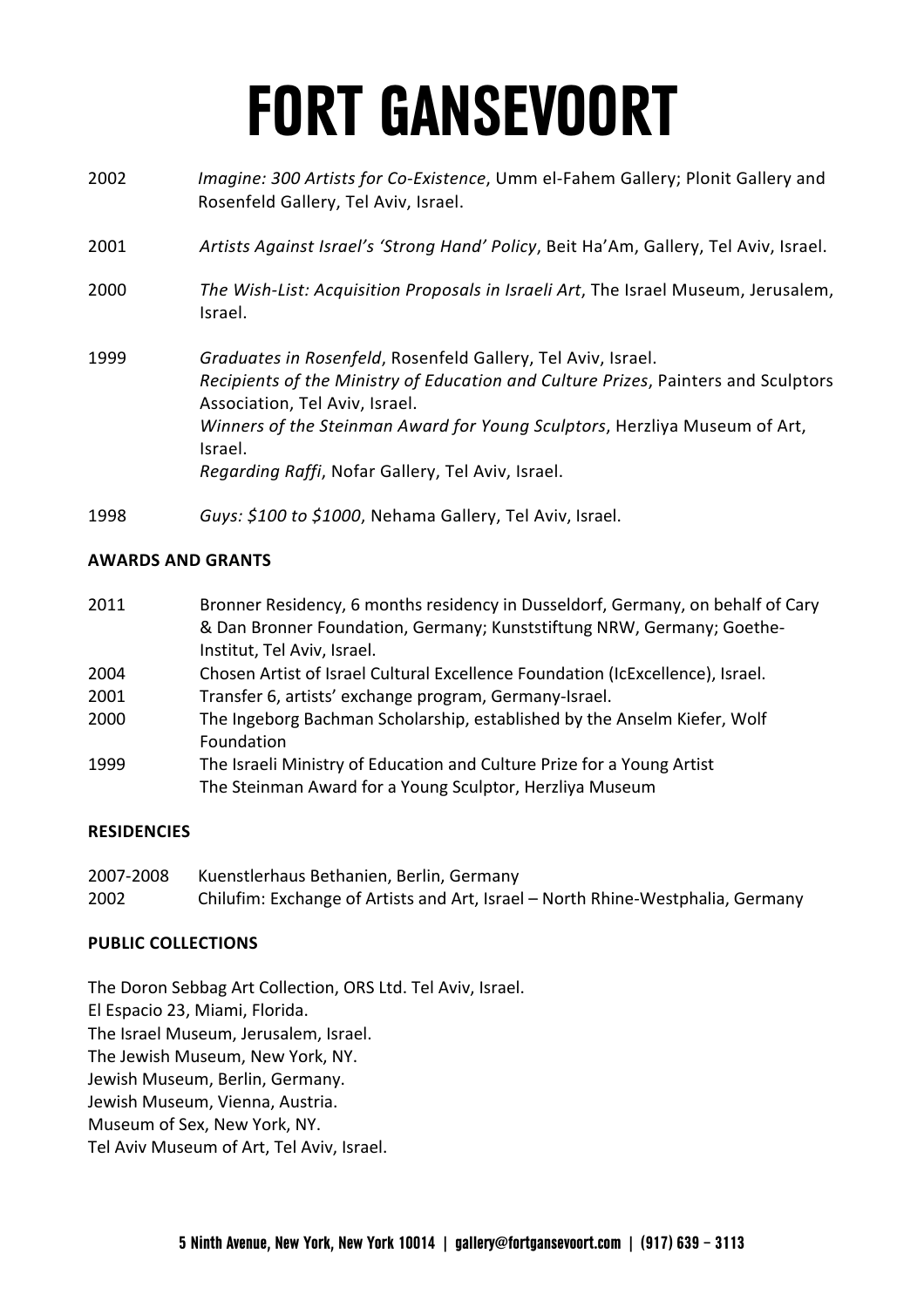2002 *Imagine: 300 Artists for Co-Existence*, Umm el-Fahem Gallery; Plonit Gallery and Rosenfeld Gallery, Tel Aviv, Israel.

2001 *Artists Against Israel's 'Strong Hand' Policy*, Beit Ha'Am, Gallery, Tel Aviv, Israel.

2000 *The Wish-List: Acquisition Proposals in Israeli Art*, The Israel Museum, Jerusalem, Israel.

1999 *Graduates in Rosenfeld*, Rosenfeld Gallery, Tel Aviv, Israel.
*Recipients of the Ministry of Education and Culture Prizes*, Painters and Sculptors Association, Tel Aviv, Israel.
*Winners of the Steinman Award for Young Sculptors*, Herzliya Museum of Art, Israel.
*Regarding Raffi*, Nofar Gallery, Tel Aviv, Israel.

1998 *Guys: $100 to $1000*, Nehama Gallery, Tel Aviv, Israel.

**AWARDS AND GRANTS**

2011 Bronner Residency, 6 months residency in Dusseldorf, Germany, on behalf of Cary & Dan Bronner Foundation, Germany; Kunststiftung NRW, Germany; Goethe-Institut, Tel Aviv, Israel.
2004 Chosen Artist of Israel Cultural Excellence Foundation (IcExcellence), Israel.
2001 Transfer 6, artists' exchange program, Germany-Israel.
2000 The Ingeborg Bachman Scholarship, established by the Anselm Kiefer, Wolf Foundation
1999 The Israeli Ministry of Education and Culture Prize for a Young Artist
The Steinman Award for a Young Sculptor, Herzliya Museum

**RESIDENCIES**

2007-2008 Kuenstlerhaus Bethanien, Berlin, Germany
2002 Chilufim: Exchange of Artists and Art, Israel – North Rhine-Westphalia, Germany

**PUBLIC COLLECTIONS**

The Doron Sebbag Art Collection, ORS Ltd. Tel Aviv, Israel.
El Espacio 23, Miami, Florida.
The Israel Museum, Jerusalem, Israel.
The Jewish Museum, New York, NY.
Jewish Museum, Berlin, Germany.
Jewish Museum, Vienna, Austria.
Museum of Sex, New York, NY.
Tel Aviv Museum of Art, Tel Aviv, Israel.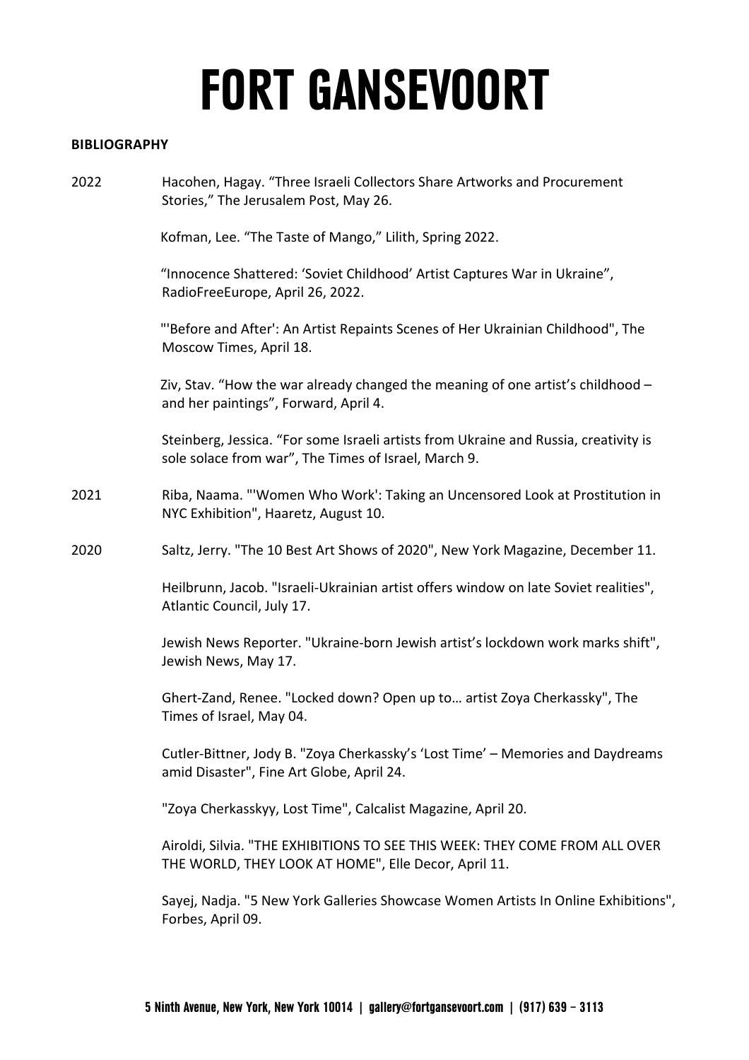# FORT GANSEVOORT

**BIBLIOGRAPHY**

2022

Hacohen, Hagay. “Three Israeli Collectors Share Artworks and Procurement Stories,” The Jerusalem Post, May 26.

Kofman, Lee. “The Taste of Mango,” Lilith, Spring 2022.

“Innocence Shattered: ‘Soviet Childhood’ Artist Captures War in Ukraine”, RadioFreeEurope, April 26, 2022.

"'Before and After': An Artist Repaints Scenes of Her Ukrainian Childhood", The Moscow Times, April 18.

Ziv, Stav. “How the war already changed the meaning of one artist’s childhood – and her paintings”, Forward, April 4.

Steinberg, Jessica. “For some Israeli artists from Ukraine and Russia, creativity is sole solace from war”, The Times of Israel, March 9.

2021

Riba, Naama. "'Women Who Work': Taking an Uncensored Look at Prostitution in NYC Exhibition", Haaretz, August 10.

2020

Saltz, Jerry. "The 10 Best Art Shows of 2020", New York Magazine, December 11.

Heilbrunn, Jacob. "Israeli-Ukrainian artist offers window on late Soviet realities", Atlantic Council, July 17.

Jewish News Reporter. "Ukraine-born Jewish artist’s lockdown work marks shift", Jewish News, May 17.

Ghert-Zand, Renee. "Locked down? Open up to… artist Zoya Cherkassky", The Times of Israel, May 04.

Cutler-Bittner, Jody B. "Zoya Cherkassky’s ‘Lost Time’ – Memories and Daydreams amid Disaster", Fine Art Globe, April 24.

"Zoya Cherkasskyy, Lost Time", Calcalist Magazine, April 20.

Airoldi, Silvia. "THE EXHIBITIONS TO SEE THIS WEEK: THEY COME FROM ALL OVER THE WORLD, THEY LOOK AT HOME", Elle Decor, April 11.

Sayej, Nadja. "5 New York Galleries Showcase Women Artists In Online Exhibitions", Forbes, April 09.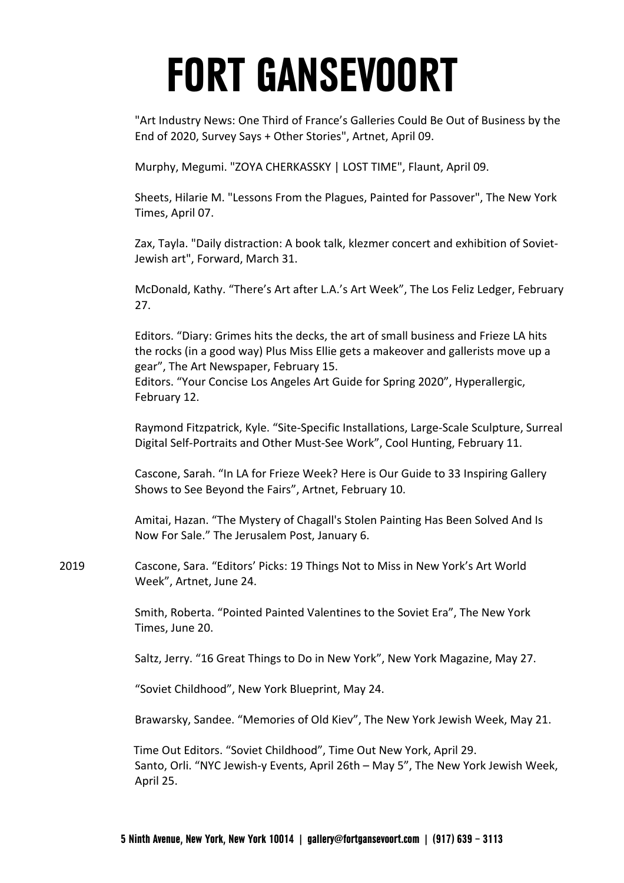"Art Industry News: One Third of France's Galleries Could Be Out of Business by the End of 2020, Survey Says + Other Stories", Artnet, April 09.

Murphy, Megumi. "ZOYA CHERKASSKY | LOST TIME", Flaunt, April 09.

Sheets, Hilarie M. "Lessons From the Plagues, Painted for Passover", The New York Times, April 07.

Zax, Tayla. "Daily distraction: A book talk, klezmer concert and exhibition of Soviet-Jewish art", Forward, March 31.

McDonald, Kathy. "There's Art after L.A.'s Art Week", The Los Feliz Ledger, February 27.

Editors. "Diary: Grimes hits the decks, the art of small business and Frieze LA hits the rocks (in a good way) Plus Miss Ellie gets a makeover and gallerists move up a gear", The Art Newspaper, February 15.
Editors. "Your Concise Los Angeles Art Guide for Spring 2020", Hyperallergic, February 12.

Raymond Fitzpatrick, Kyle. "Site-Specific Installations, Large-Scale Sculpture, Surreal Digital Self-Portraits and Other Must-See Work", Cool Hunting, February 11.

Cascone, Sarah. "In LA for Frieze Week? Here is Our Guide to 33 Inspiring Gallery Shows to See Beyond the Fairs", Artnet, February 10.

Amitai, Hazan. "The Mystery of Chagall's Stolen Painting Has Been Solved And Is Now For Sale." The Jerusalem Post, January 6.

2019

Cascone, Sara. "Editors' Picks: 19 Things Not to Miss in New York's Art World Week", Artnet, June 24.

Smith, Roberta. "Pointed Painted Valentines to the Soviet Era", The New York Times, June 20.

Saltz, Jerry. "16 Great Things to Do in New York", New York Magazine, May 27.

"Soviet Childhood", New York Blueprint, May 24.

Brawarsky, Sandee. "Memories of Old Kiev", The New York Jewish Week, May 21.

Time Out Editors. "Soviet Childhood", Time Out New York, April 29.
Santo, Orli. "NYC Jewish-y Events, April 26th – May 5", The New York Jewish Week, April 25.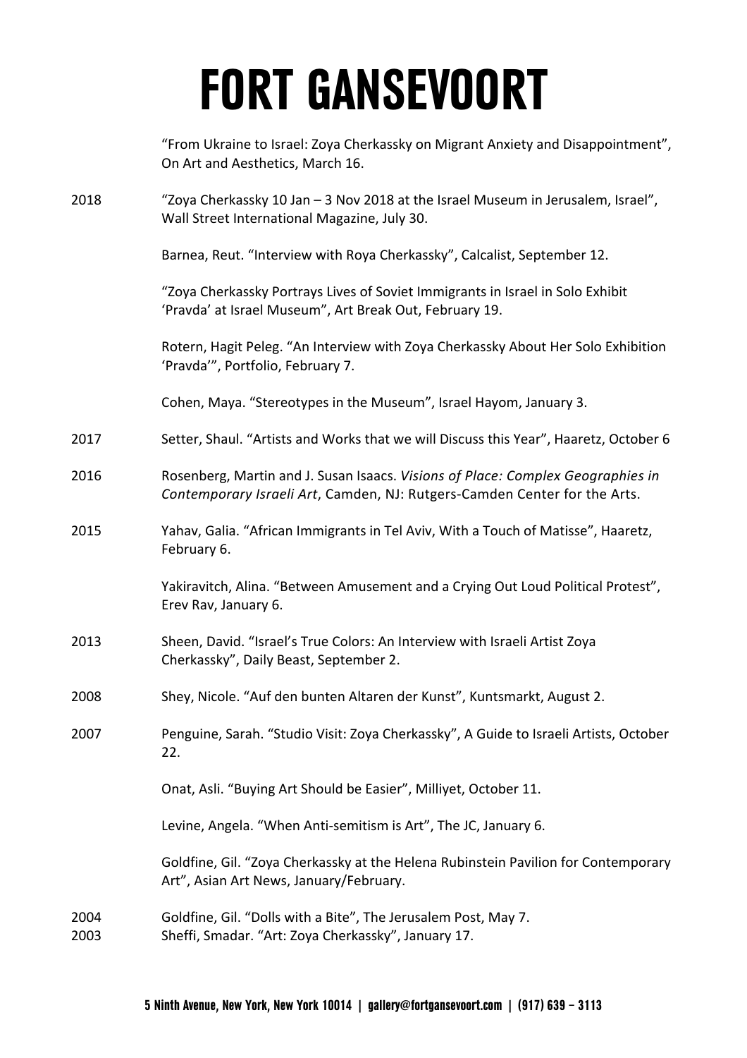"From Ukraine to Israel: Zoya Cherkassky on Migrant Anxiety and Disappointment", On Art and Aesthetics, March 16.

2018 "Zoya Cherkassky 10 Jan – 3 Nov 2018 at the Israel Museum in Jerusalem, Israel", Wall Street International Magazine, July 30.

Barnea, Reut. "Interview with Roya Cherkassky", Calcalist, September 12.

"Zoya Cherkassky Portrays Lives of Soviet Immigrants in Israel in Solo Exhibit 'Pravda' at Israel Museum", Art Break Out, February 19.

Rotern, Hagit Peleg. "An Interview with Zoya Cherkassky About Her Solo Exhibition 'Pravda'", Portfolio, February 7.

Cohen, Maya. "Stereotypes in the Museum", Israel Hayom, January 3.

2017 Setter, Shaul. "Artists and Works that we will Discuss this Year", Haaretz, October 6

2016 Rosenberg, Martin and J. Susan Isaacs. *Visions of Place: Complex Geographies in Contemporary Israeli Art*, Camden, NJ: Rutgers-Camden Center for the Arts.

2015 Yahav, Galia. "African Immigrants in Tel Aviv, With a Touch of Matisse", Haaretz, February 6.

Yakiravitch, Alina. "Between Amusement and a Crying Out Loud Political Protest", Erev Rav, January 6.

2013 Sheen, David. "Israel's True Colors: An Interview with Israeli Artist Zoya Cherkassky", Daily Beast, September 2.

2008 Shey, Nicole. "Auf den bunten Altaren der Kunst", Kuntsmarkt, August 2.

2007 Penguine, Sarah. "Studio Visit: Zoya Cherkassky", A Guide to Israeli Artists, October 22.

Onat, Asli. "Buying Art Should be Easier", Milliyet, October 11.

Levine, Angela. "When Anti-semitism is Art", The JC, January 6.

Goldfine, Gil. "Zoya Cherkassky at the Helena Rubinstein Pavilion for Contemporary Art", Asian Art News, January/February.

2004 Goldfine, Gil. "Dolls with a Bite", The Jerusalem Post, May 7.

2003 Sheffi, Smadar. "Art: Zoya Cherkassky", January 17.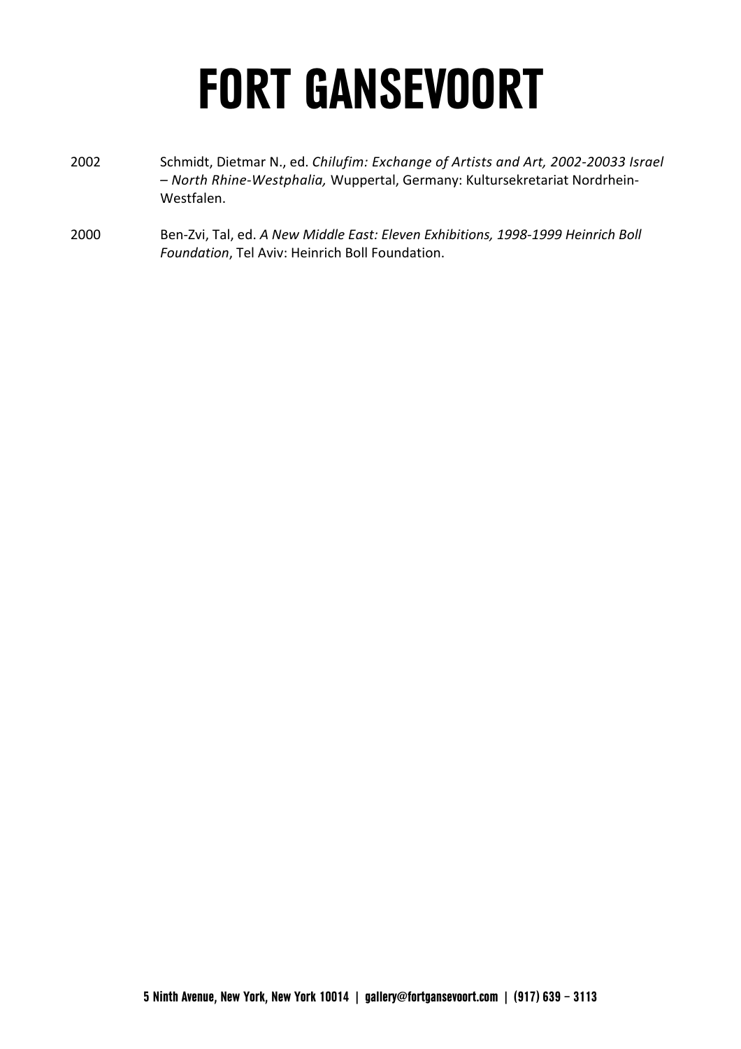2002 Schmidt, Dietmar N., ed. *Chilufim: Exchange of Artists and Art, 2002-20033 Israel – North Rhine-Westphalia,* Wuppertal, Germany: Kultursekretariat Nordrhein-Westfalen.

2000 Ben-Zvi, Tal, ed. *A New Middle East: Eleven Exhibitions, 1998-1999 Heinrich Boll Foundation*, Tel Aviv: Heinrich Boll Foundation.